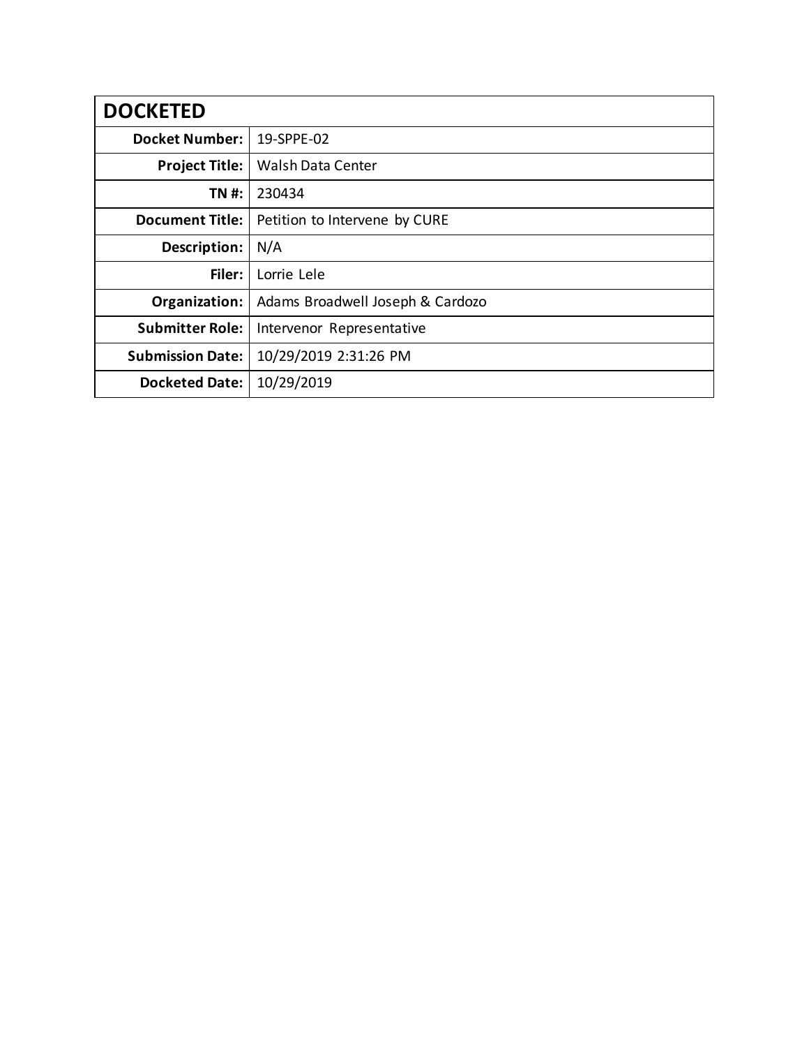| **DOCKETED** | |
|---:|---|
| **Docket Number:** | 19-SPPE-02 |
| **Project Title:** | Walsh Data Center |
| **TN #:** | 230434 |
| **Document Title:** | Petition to Intervene by CURE |
| **Description:** | N/A |
| **Filer:** | Lorrie Lele |
| **Organization:** | Adams Broadwell Joseph & Cardozo |
| **Submitter Role:** | Intervenor Representative |
| **Submission Date:** | 10/29/2019 2:31:26 PM |
| **Docketed Date:** | 10/29/2019 |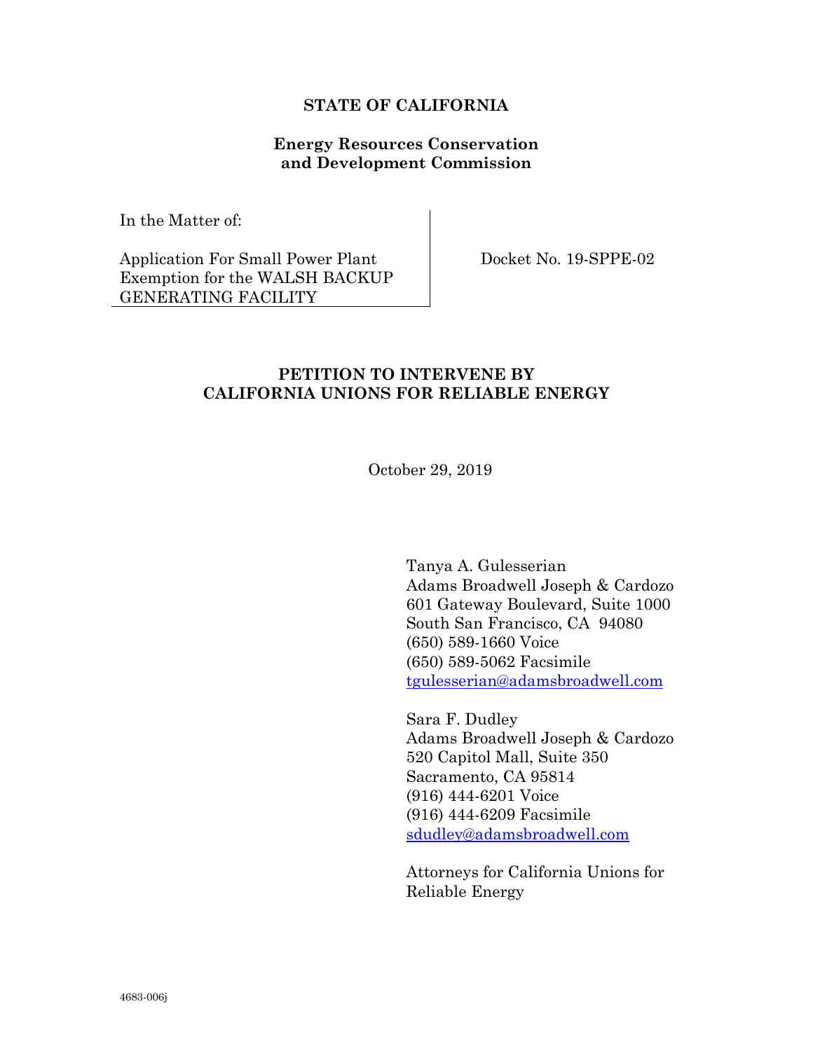**STATE OF CALIFORNIA**

**Energy Resources Conservation and Development Commission**

| In the Matter of: | |
|---|---|
| Application For Small Power Plant Exemption for the WALSH BACKUP GENERATING FACILITY | Docket No. 19-SPPE-02 |

## PETITION TO INTERVENE BY CALIFORNIA UNIONS FOR RELIABLE ENERGY

October 29, 2019

Tanya A. Gulesserian
Adams Broadwell Joseph & Cardozo
601 Gateway Boulevard, Suite 1000
South San Francisco, CA 94080
(650) 589-1660 Voice
(650) 589-5062 Facsimile
tgulesserian@adamsbroadwell.com

Sara F. Dudley
Adams Broadwell Joseph & Cardozo
520 Capitol Mall, Suite 350
Sacramento, CA 95814
(916) 444-6201 Voice
(916) 444-6209 Facsimile
sdudley@adamsbroadwell.com

Attorneys for California Unions for Reliable Energy

4683-006j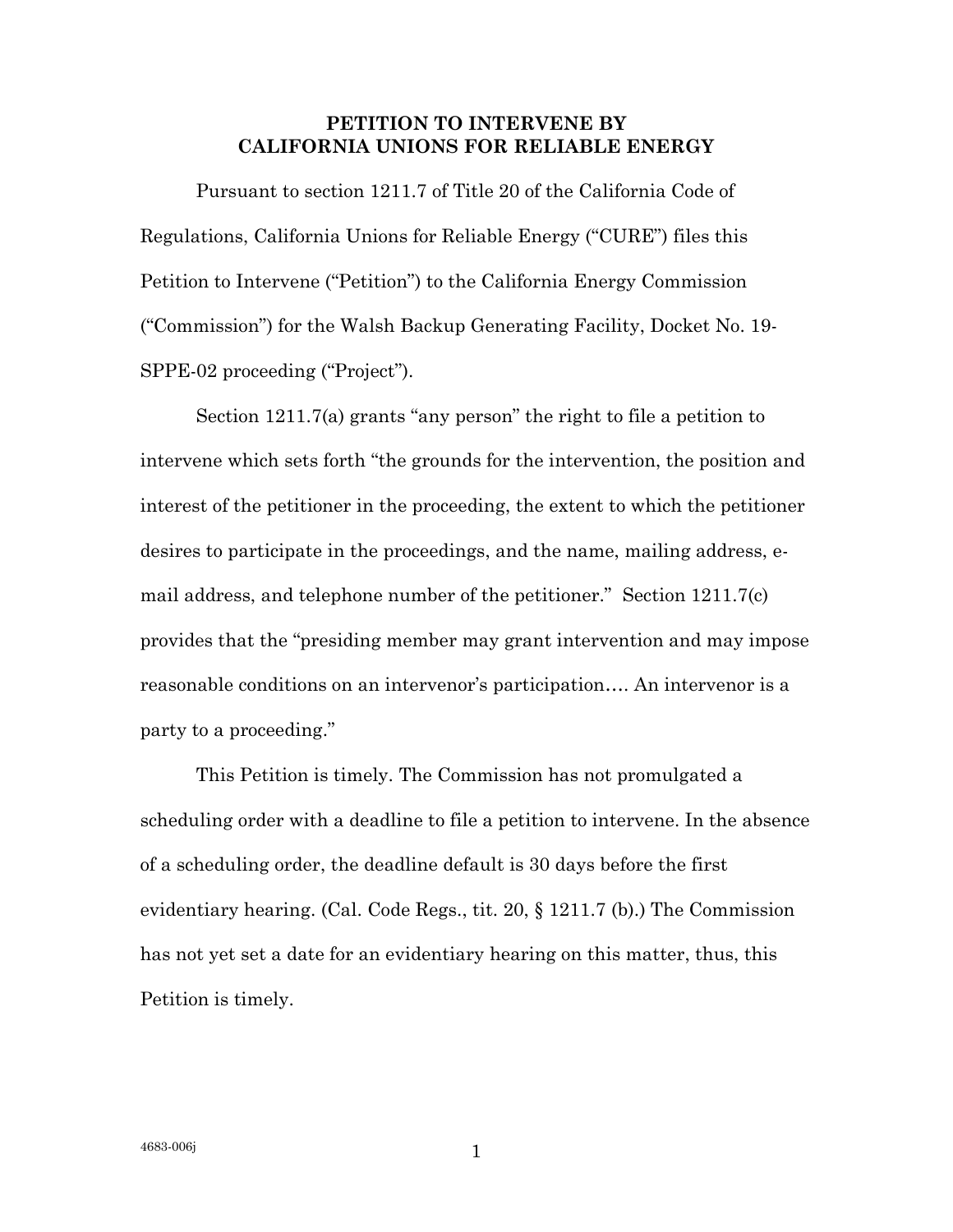**PETITION TO INTERVENE BY CALIFORNIA UNIONS FOR RELIABLE ENERGY**

Pursuant to section 1211.7 of Title 20 of the California Code of Regulations, California Unions for Reliable Energy ("CURE") files this Petition to Intervene ("Petition") to the California Energy Commission ("Commission") for the Walsh Backup Generating Facility, Docket No. 19-SPPE-02 proceeding ("Project").

Section 1211.7(a) grants "any person" the right to file a petition to intervene which sets forth "the grounds for the intervention, the position and interest of the petitioner in the proceeding, the extent to which the petitioner desires to participate in the proceedings, and the name, mailing address, e-mail address, and telephone number of the petitioner." Section 1211.7(c) provides that the "presiding member may grant intervention and may impose reasonable conditions on an intervenor's participation…. An intervenor is a party to a proceeding."

This Petition is timely. The Commission has not promulgated a scheduling order with a deadline to file a petition to intervene. In the absence of a scheduling order, the deadline default is 30 days before the first evidentiary hearing. (Cal. Code Regs., tit. 20, § 1211.7 (b).) The Commission has not yet set a date for an evidentiary hearing on this matter, thus, this Petition is timely.

4683-006j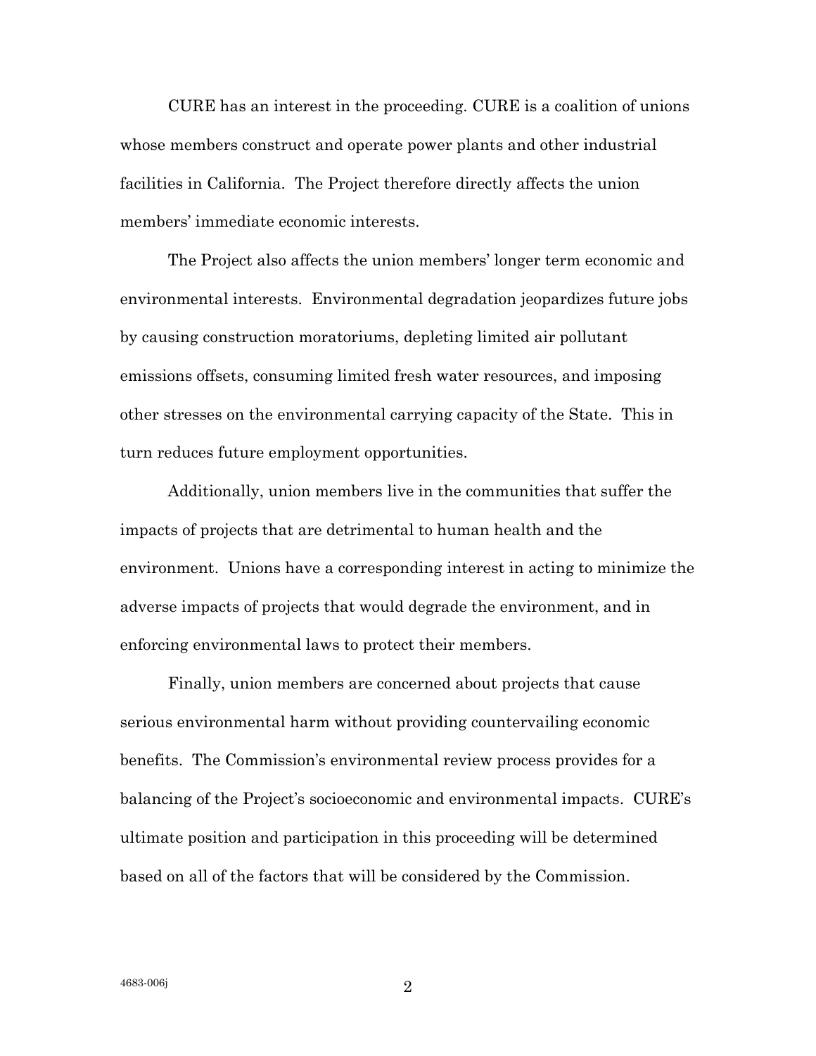CURE has an interest in the proceeding. CURE is a coalition of unions whose members construct and operate power plants and other industrial facilities in California. The Project therefore directly affects the union members' immediate economic interests.

The Project also affects the union members' longer term economic and environmental interests. Environmental degradation jeopardizes future jobs by causing construction moratoriums, depleting limited air pollutant emissions offsets, consuming limited fresh water resources, and imposing other stresses on the environmental carrying capacity of the State. This in turn reduces future employment opportunities.

Additionally, union members live in the communities that suffer the impacts of projects that are detrimental to human health and the environment. Unions have a corresponding interest in acting to minimize the adverse impacts of projects that would degrade the environment, and in enforcing environmental laws to protect their members.

Finally, union members are concerned about projects that cause serious environmental harm without providing countervailing economic benefits. The Commission's environmental review process provides for a balancing of the Project's socioeconomic and environmental impacts. CURE's ultimate position and participation in this proceeding will be determined based on all of the factors that will be considered by the Commission.

4683-006j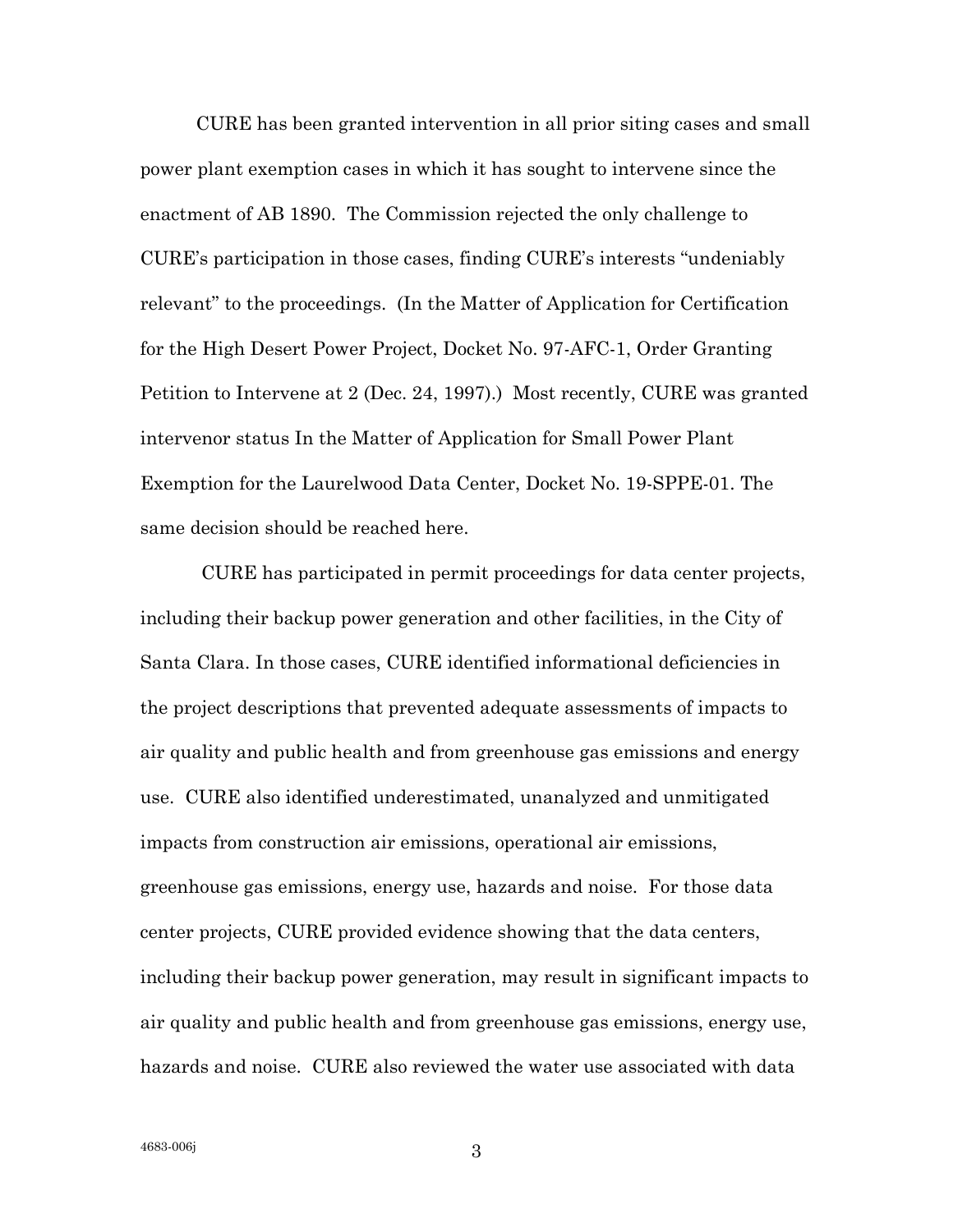CURE has been granted intervention in all prior siting cases and small power plant exemption cases in which it has sought to intervene since the enactment of AB 1890. The Commission rejected the only challenge to CURE's participation in those cases, finding CURE's interests "undeniably relevant" to the proceedings. (In the Matter of Application for Certification for the High Desert Power Project, Docket No. 97-AFC-1, Order Granting Petition to Intervene at 2 (Dec. 24, 1997).) Most recently, CURE was granted intervenor status In the Matter of Application for Small Power Plant Exemption for the Laurelwood Data Center, Docket No. 19-SPPE-01. The same decision should be reached here.

CURE has participated in permit proceedings for data center projects, including their backup power generation and other facilities, in the City of Santa Clara. In those cases, CURE identified informational deficiencies in the project descriptions that prevented adequate assessments of impacts to air quality and public health and from greenhouse gas emissions and energy use. CURE also identified underestimated, unanalyzed and unmitigated impacts from construction air emissions, operational air emissions, greenhouse gas emissions, energy use, hazards and noise. For those data center projects, CURE provided evidence showing that the data centers, including their backup power generation, may result in significant impacts to air quality and public health and from greenhouse gas emissions, energy use, hazards and noise. CURE also reviewed the water use associated with data

4683-006j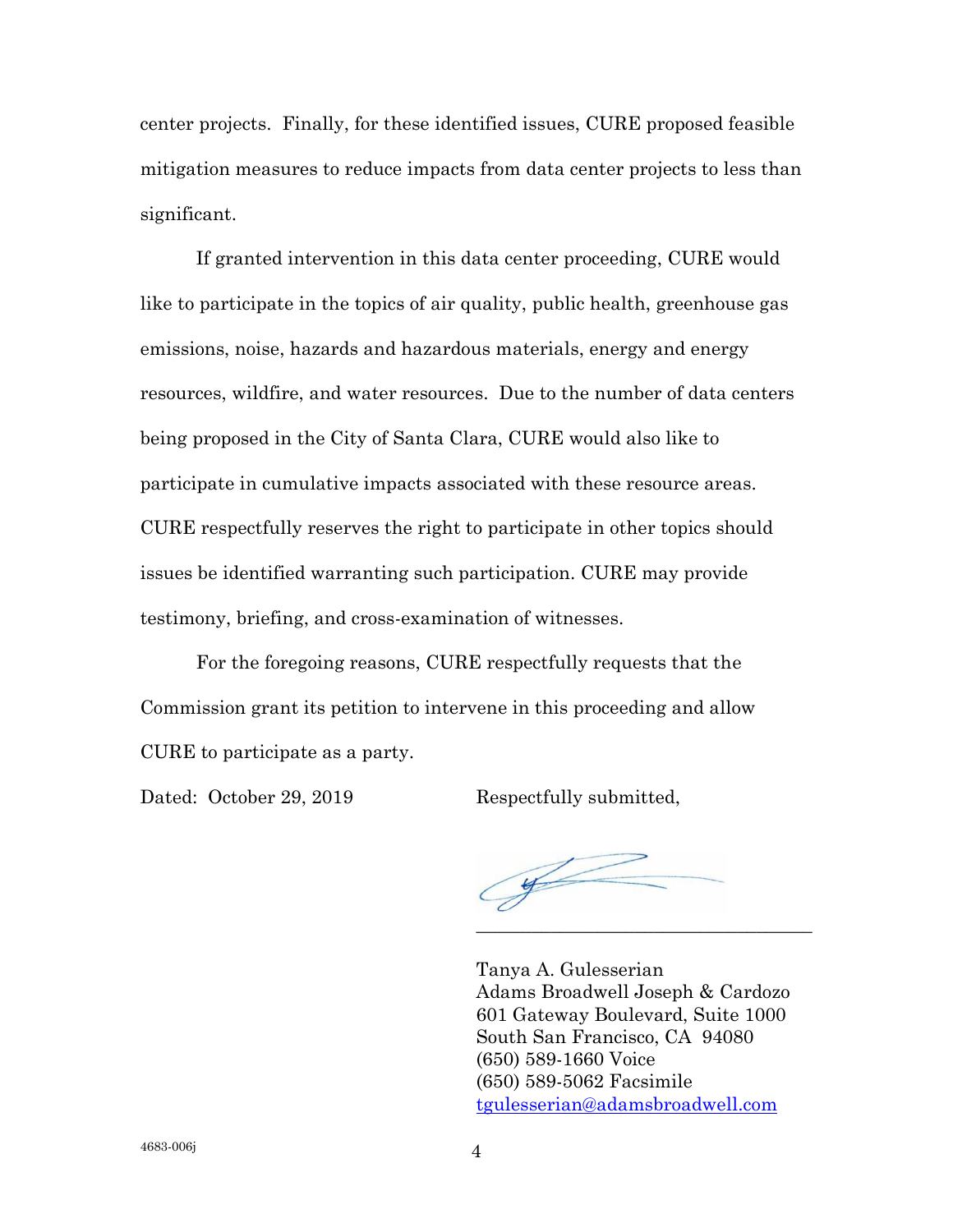center projects. Finally, for these identified issues, CURE proposed feasible mitigation measures to reduce impacts from data center projects to less than significant.

If granted intervention in this data center proceeding, CURE would like to participate in the topics of air quality, public health, greenhouse gas emissions, noise, hazards and hazardous materials, energy and energy resources, wildfire, and water resources. Due to the number of data centers being proposed in the City of Santa Clara, CURE would also like to participate in cumulative impacts associated with these resource areas. CURE respectfully reserves the right to participate in other topics should issues be identified warranting such participation. CURE may provide testimony, briefing, and cross-examination of witnesses.

For the foregoing reasons, CURE respectfully requests that the Commission grant its petition to intervene in this proceeding and allow CURE to participate as a party.

Dated: October 29, 2019

Respectfully submitted,

\_\_\_\_\_\_\_\_\_\_\_\_\_\_\_\_\_\_\_\_\_\_\_\_\_\_\_\_\_\_\_\_\_\_\_\_

Tanya A. Gulesserian
Adams Broadwell Joseph & Cardozo
601 Gateway Boulevard, Suite 1000
South San Francisco, CA 94080
(650) 589-1660 Voice
(650) 589-5062 Facsimile
tgulesserian@adamsbroadwell.com

4683-006j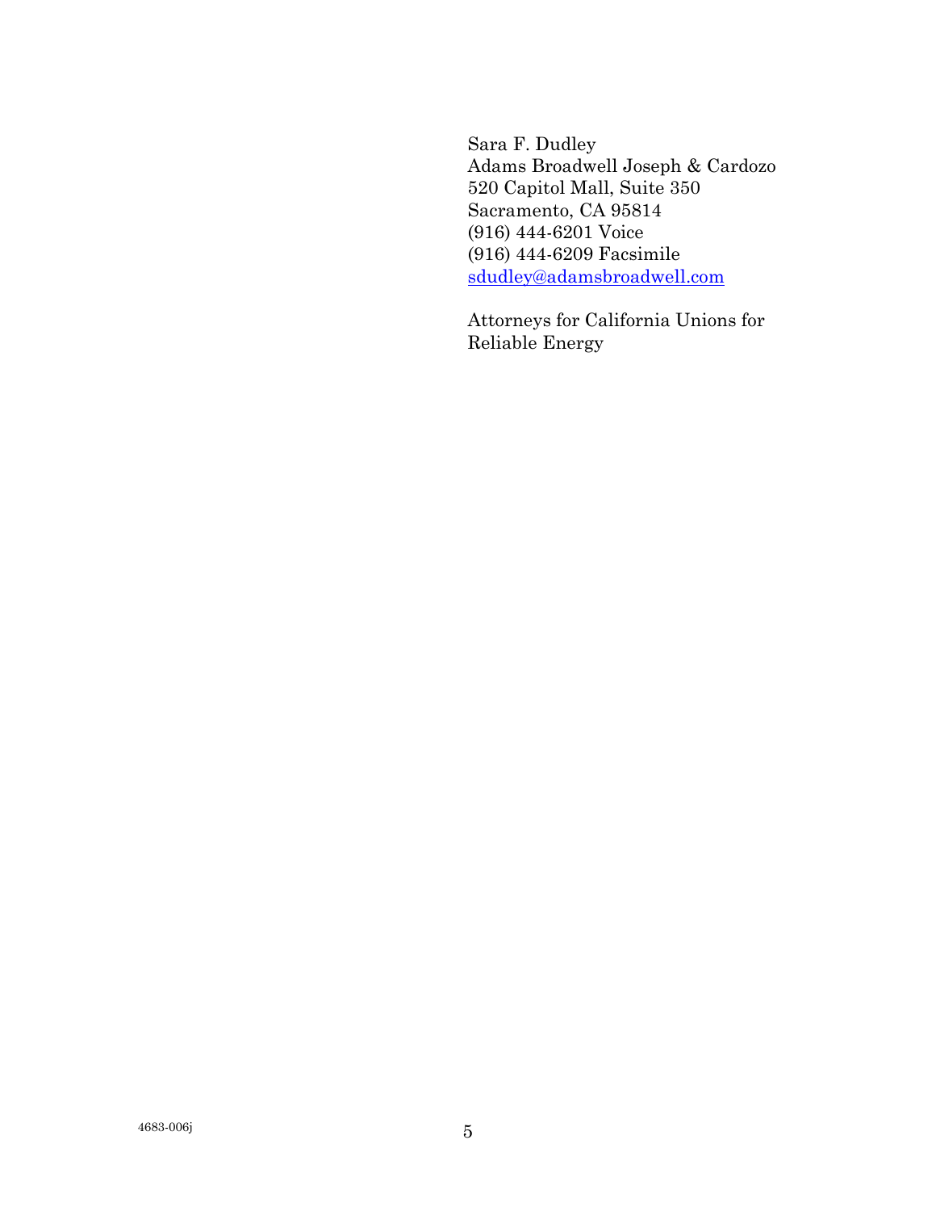Sara F. Dudley
Adams Broadwell Joseph & Cardozo
520 Capitol Mall, Suite 350
Sacramento, CA 95814
(916) 444-6201 Voice
(916) 444-6209 Facsimile
sdudley@adamsbroadwell.com

Attorneys for California Unions for Reliable Energy

4683-006j